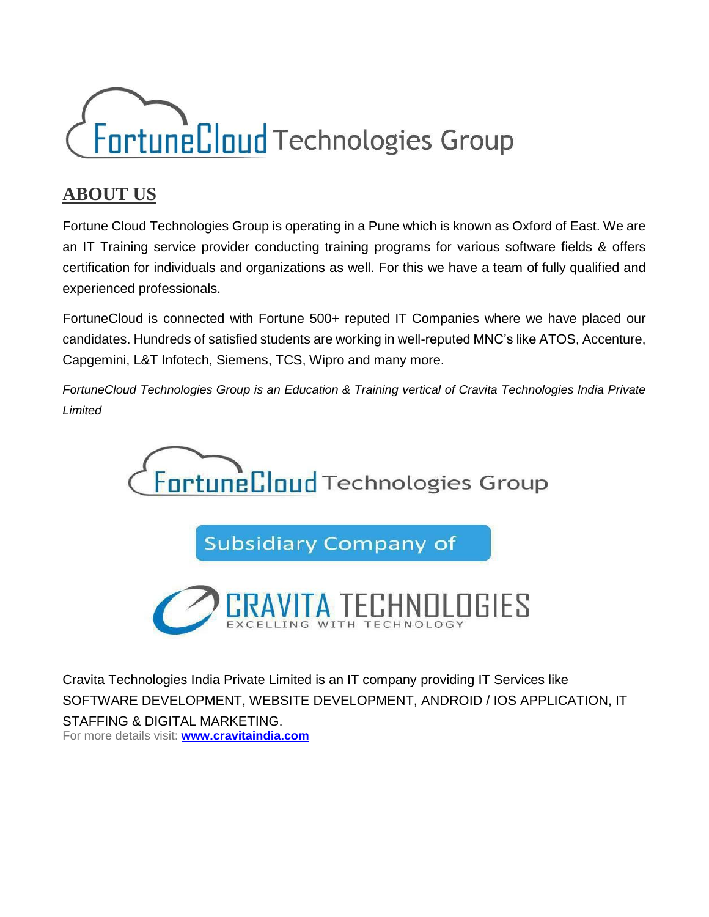FortuneCloud Technologies Group

## ABOUT US

Fortune Cloud Technologies Group is operating in a Pune which is known as Oxford of East. We are an IT Training service provider conducting training programs for various software fields & offers certification for individuals and organizations as well. For this we have a team of fully qualified and experienced professionals.

FortuneCloud is connected with Fortune 500+ reputed IT Companies where we have placed our candidates. Hundreds of satisfied students are working in well-reputed MNC's like ATOS, Accenture, Capgemini, L&T Infotech, Siemens, TCS, Wipro and many more.

*FortuneCloud Technologies Group is an Education & Training vertical of Cravita Technologies India Private Limited*

FortuneCloud Technologies Group

Subsidiary Company of

CRAVITA TECHNOLOGIES
EXCELLING WITH TECHNOLOGY

Cravita Technologies India Private Limited is an IT company providing IT Services like SOFTWARE DEVELOPMENT, WEBSITE DEVELOPMENT, ANDROID / IOS APPLICATION, IT STAFFING & DIGITAL MARKETING.

For more details visit: **www.cravitaindia.com**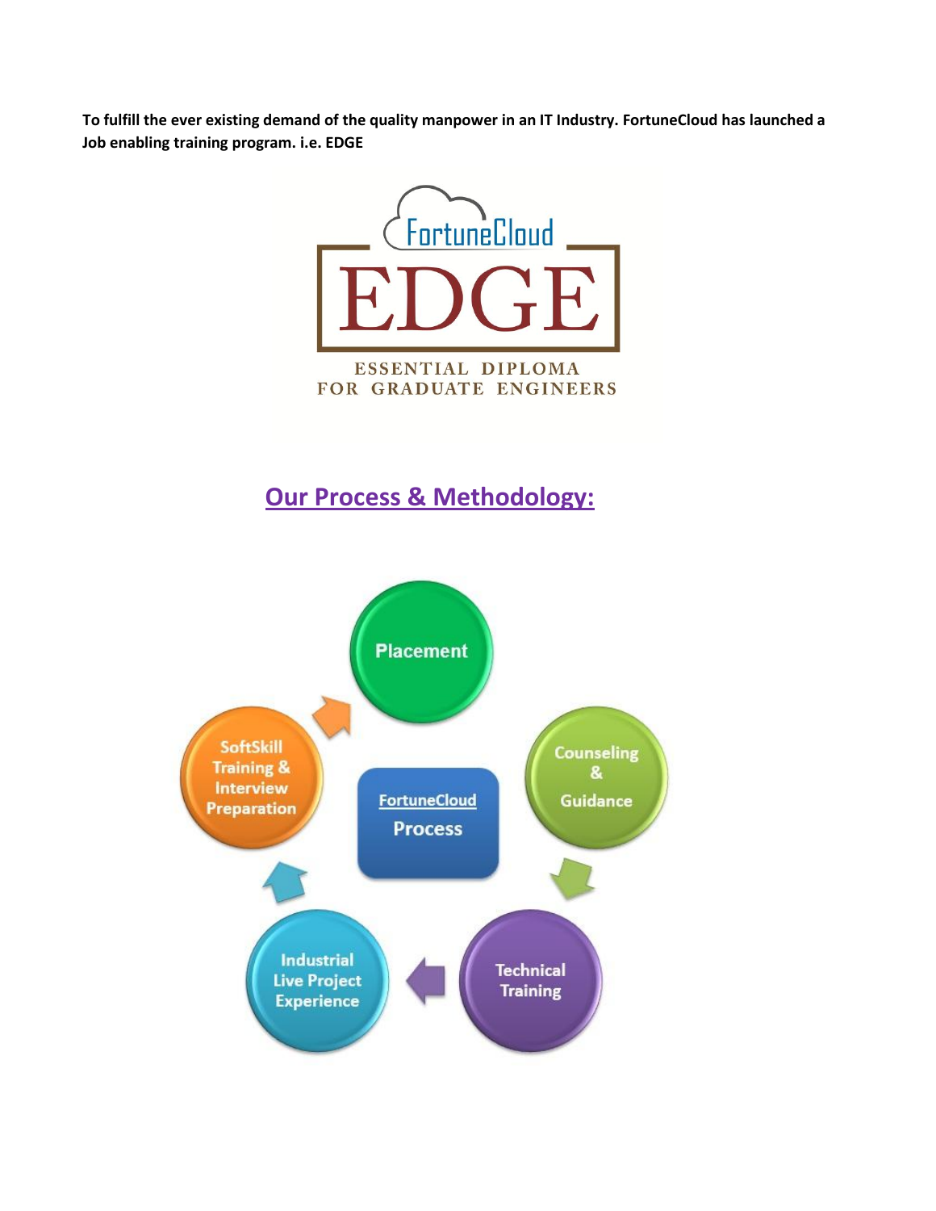**To fulfill the ever existing demand of the quality manpower in an IT Industry. FortuneCloud has launched a Job enabling training program. i.e. EDGE**

FortuneCloud

EDGE

ESSENTIAL DIPLOMA FOR GRADUATE ENGINEERS

## Our Process & Methodology:

FortuneCloud Process

- Counseling & Guidance
- Technical Training
- Industrial Live Project Experience
- SoftSkill Training & Interview Preparation
- Placement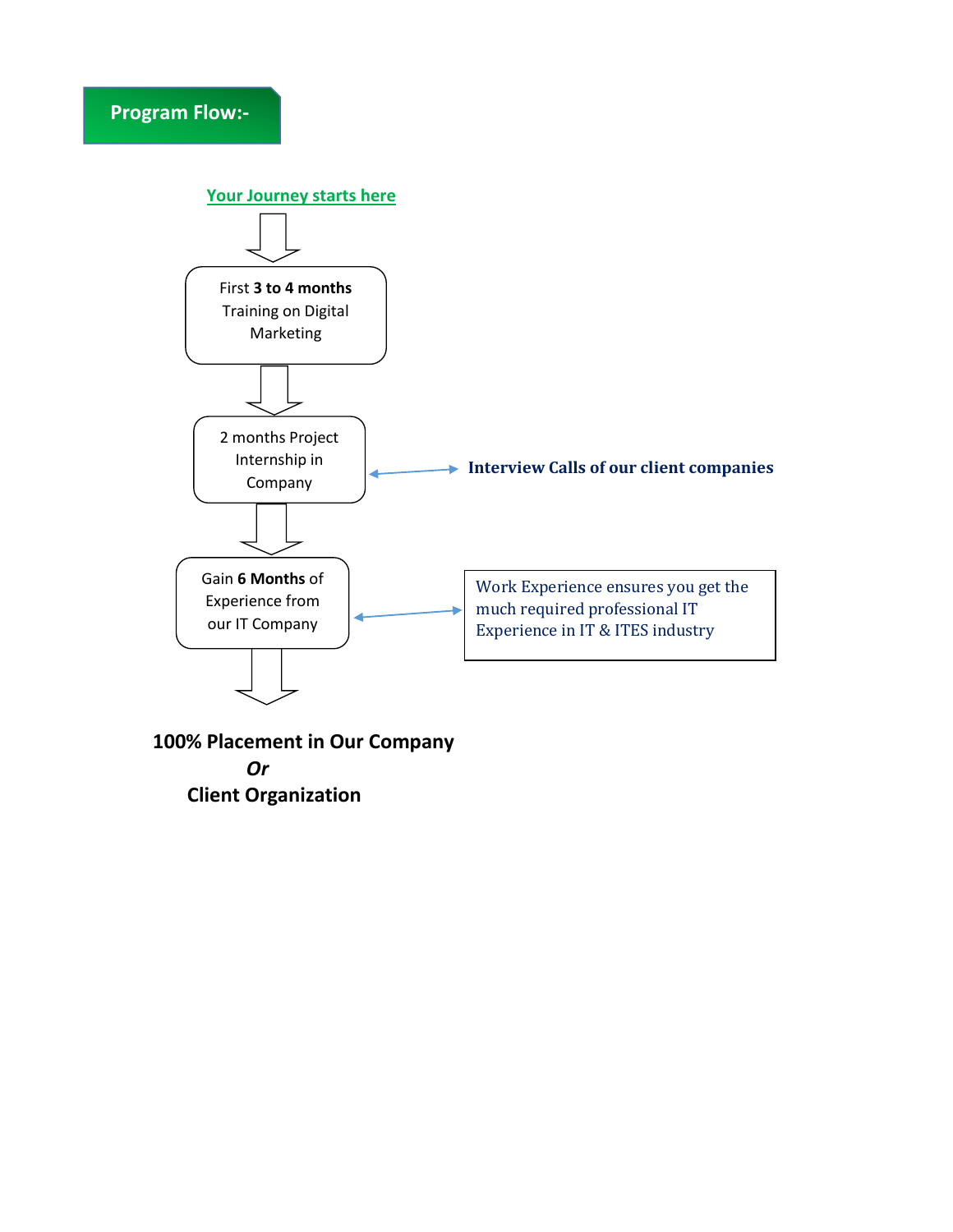## Program Flow:-

**Your Journey starts here**

↓

First **3 to 4 months** Training on Digital Marketing

↓

2 months Project Internship in Company ↔ **Interview Calls of our client companies**

↓

Gain **6 Months** of Experience from our IT Company ↔ Work Experience ensures you get the much required professional IT Experience in IT & ITES industry

↓

**100% Placement in Our Company**

***Or***

**Client Organization**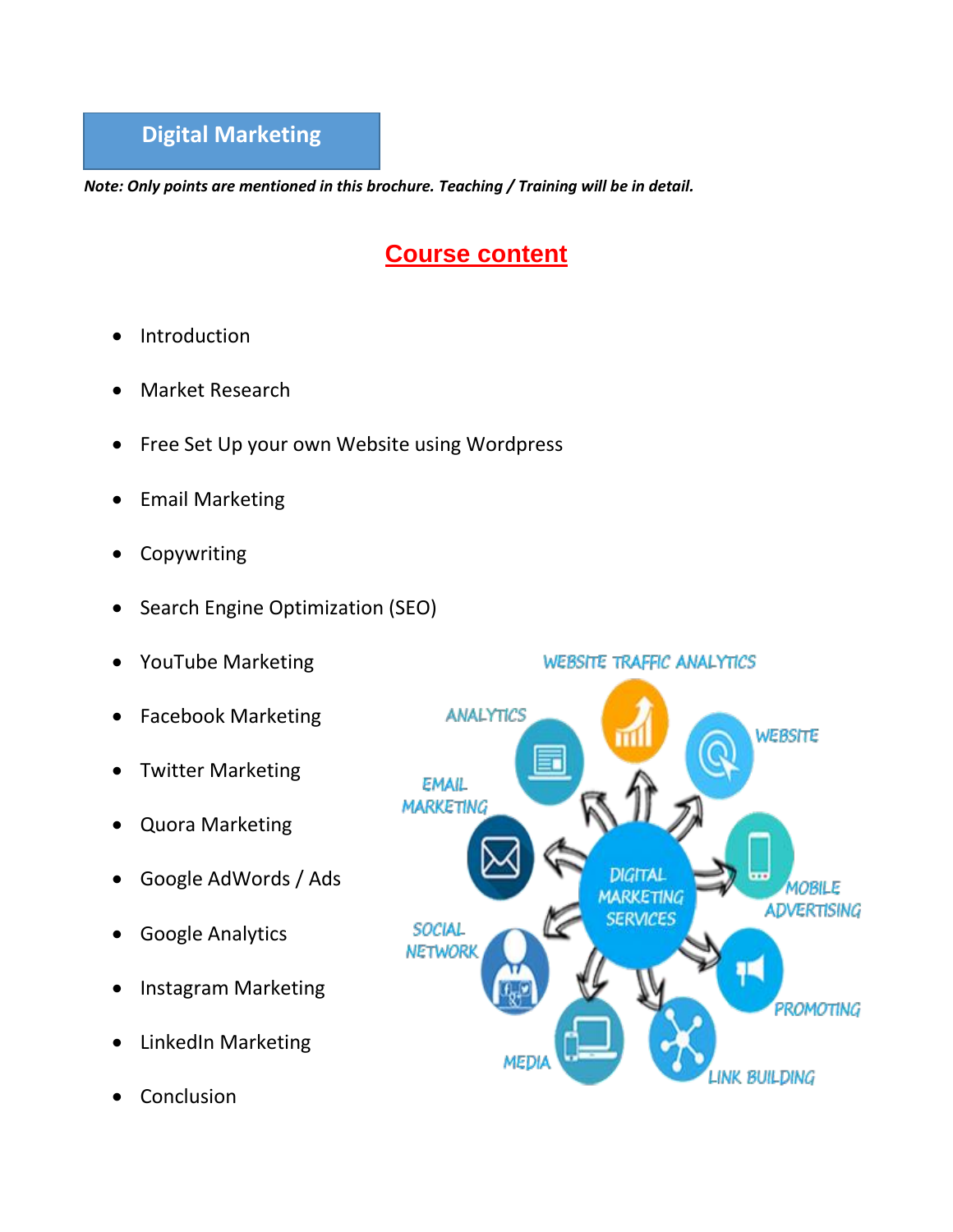# Digital Marketing

***Note: Only points are mentioned in this brochure. Teaching / Training will be in detail.***

## Course content

- Introduction
- Market Research
- Free Set Up your own Website using Wordpress
- Email Marketing
- Copywriting
- Search Engine Optimization (SEO)
- YouTube Marketing
- Facebook Marketing
- Twitter Marketing
- Quora Marketing
- Google AdWords / Ads
- Google Analytics
- Instagram Marketing
- LinkedIn Marketing
- Conclusion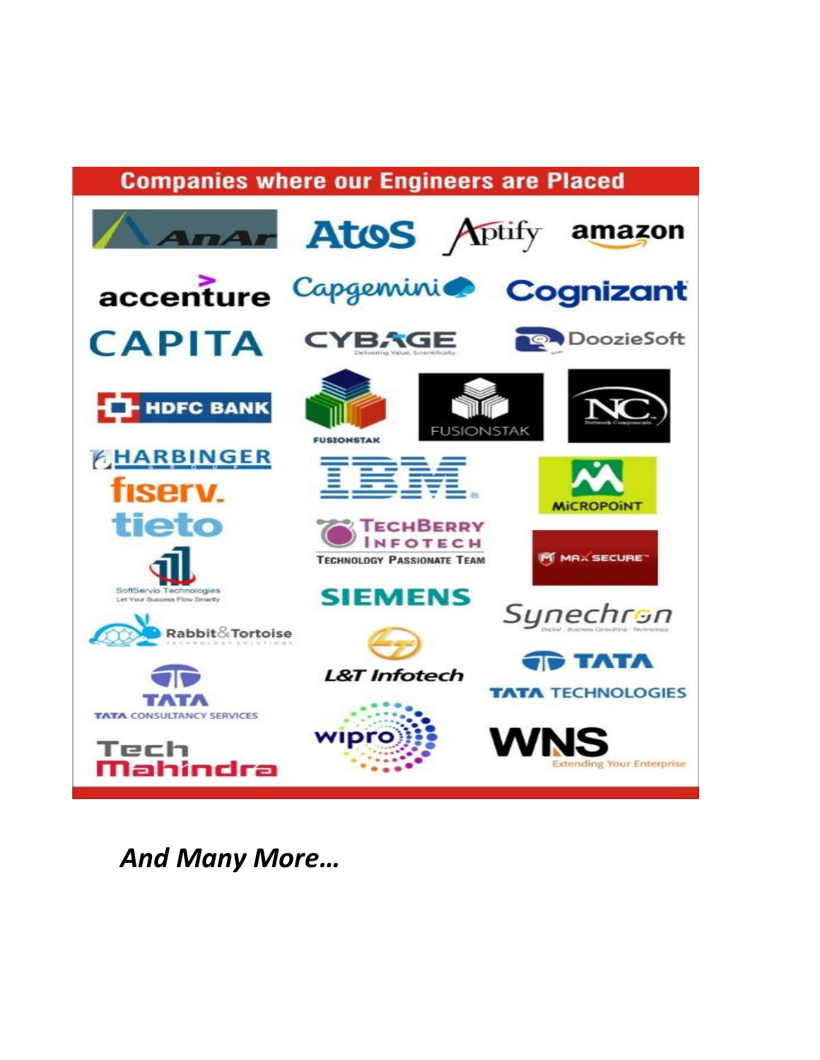## Companies where our Engineers are Placed

- AnAr
- Atos
- Aptify
- amazon
- accenture
- Capgemini
- Cognizant
- CAPITA
- CYBAGE — Delivering Value, Scientifically.
- DoozieSoft
- HDFC BANK
- FUSIONSTAK
- FUSIONSTAK
- NC — Network Components
- HARBINGER GROUP
- fiserv.
- tieto
- IBM
- MiCROPOiNT
- TECHBERRY INFOTECH — TECHNOLOGY PASSIONATE TEAM
- MAX SECURE
- SoftServio Technologies — Let Your Success Flow Smartly
- SIEMENS
- Synechron — Digital · Business Consulting · Technology
- Rabbit&Tortoise — TECHNOLOGY SOLUTIONS
- L&T Infotech
- TATA — TATA TECHNOLOGIES
- TATA — TATA CONSULTANCY SERVICES
- wipro
- WNS — Extending Your Enterprise
- Tech Mahindra

***And Many More…***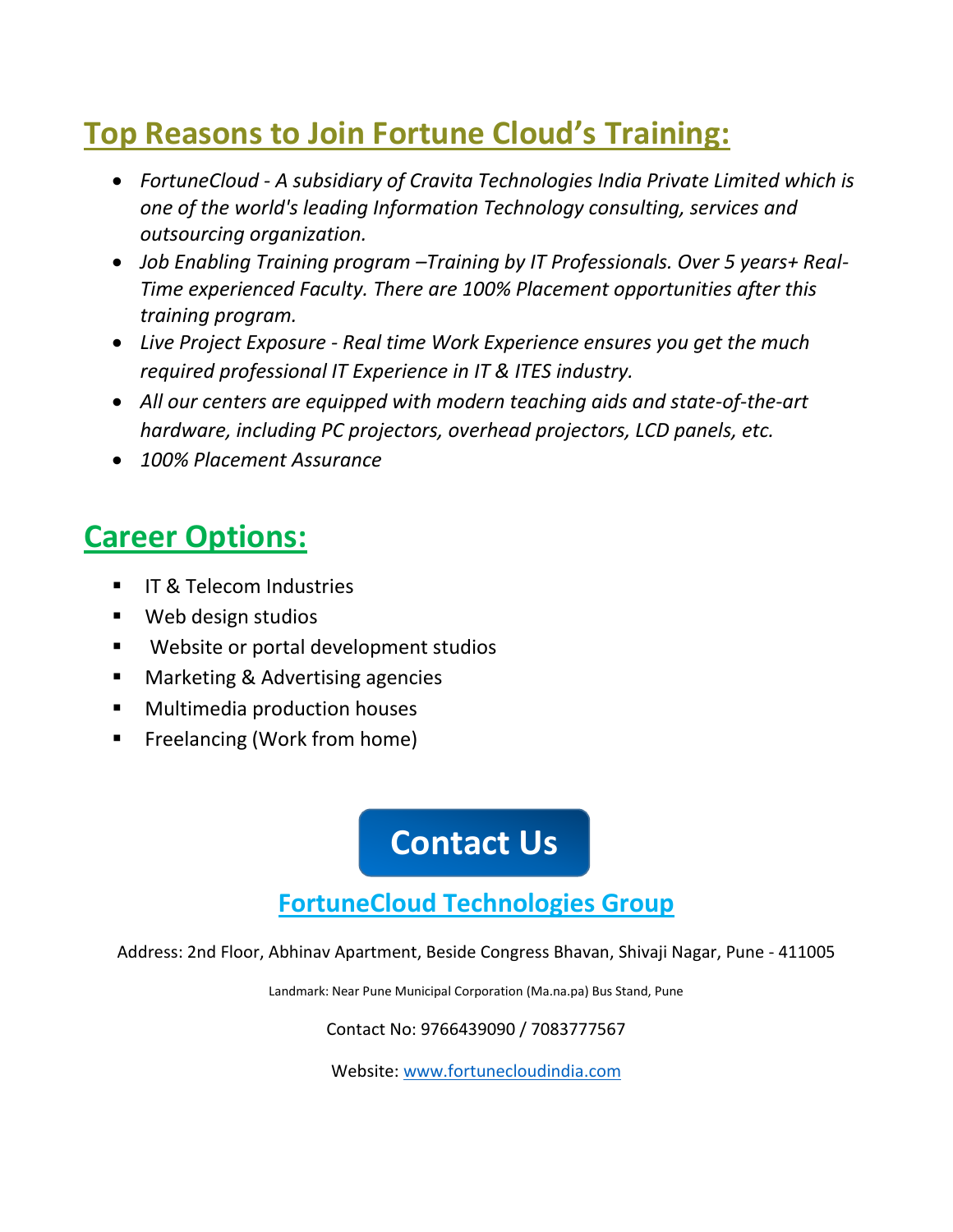## Top Reasons to Join Fortune Cloud's Training:

- *FortuneCloud - A subsidiary of Cravita Technologies India Private Limited which is one of the world's leading Information Technology consulting, services and outsourcing organization.*
- *Job Enabling Training program –Training by IT Professionals. Over 5 years+ Real-Time experienced Faculty. There are 100% Placement opportunities after this training program.*
- *Live Project Exposure - Real time Work Experience ensures you get the much required professional IT Experience in IT & ITES industry.*
- *All our centers are equipped with modern teaching aids and state-of-the-art hardware, including PC projectors, overhead projectors, LCD panels, etc.*
- *100% Placement Assurance*

## Career Options:

- IT & Telecom Industries
- Web design studios
- Website or portal development studios
- Marketing & Advertising agencies
- Multimedia production houses
- Freelancing (Work from home)

**Contact Us**

**FortuneCloud Technologies Group**

Address: 2nd Floor, Abhinav Apartment, Beside Congress Bhavan, Shivaji Nagar, Pune - 411005

Landmark: Near Pune Municipal Corporation (Ma.na.pa) Bus Stand, Pune

Contact No: 9766439090 / 7083777567

Website: www.fortunecloudindia.com